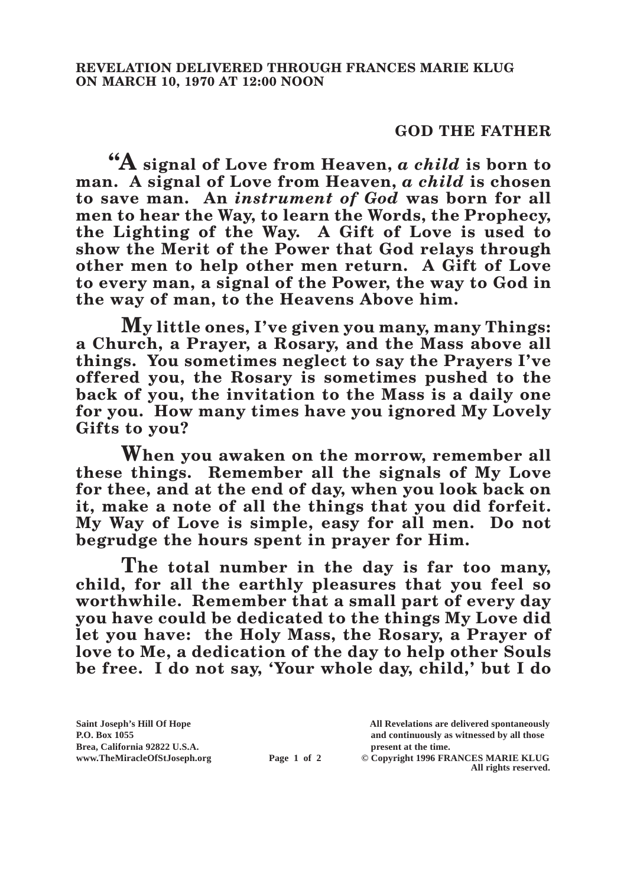**REVELATION DELIVERED THROUGH FRANCES MARIE KLUG ON MARCH 10, 1970 AT 12:00 NOON**

## GOD THE FATHER

**"A signal of Love from Heaven, *a child* is born to man. A signal of Love from Heaven, *a child* is chosen to save man. An *instrument of God* was born for all men to hear the Way, to learn the Words, the Prophecy, the Lighting of the Way. A Gift of Love is used to show the Merit of the Power that God relays through other men to help other men return. A Gift of Love to every man, a signal of the Power, the way to God in the way of man, to the Heavens Above him.**

**My little ones, I've given you many, many Things: a Church, a Prayer, a Rosary, and the Mass above all things. You sometimes neglect to say the Prayers I've offered you, the Rosary is sometimes pushed to the back of you, the invitation to the Mass is a daily one for you. How many times have you ignored My Lovely Gifts to you?**

**When you awaken on the morrow, remember all these things. Remember all the signals of My Love for thee, and at the end of day, when you look back on it, make a note of all the things that you did forfeit. My Way of Love is simple, easy for all men. Do not begrudge the hours spent in prayer for Him.**

**The total number in the day is far too many, child, for all the earthly pleasures that you feel so worthwhile. Remember that a small part of every day you have could be dedicated to the things My Love did let you have: the Holy Mass, the Rosary, a Prayer of love to Me, a dedication of the day to help other Souls be free. I do not say, 'Your whole day, child,' but I do**

Saint Joseph's Hill Of Hope
P.O. Box 1055
Brea, California 92822 U.S.A.
www.TheMiracleOfStJoseph.org

All Revelations are delivered spontaneously and continuously as witnessed by all those present at the time.
© Copyright 1996 FRANCES MARIE KLUG
All rights reserved.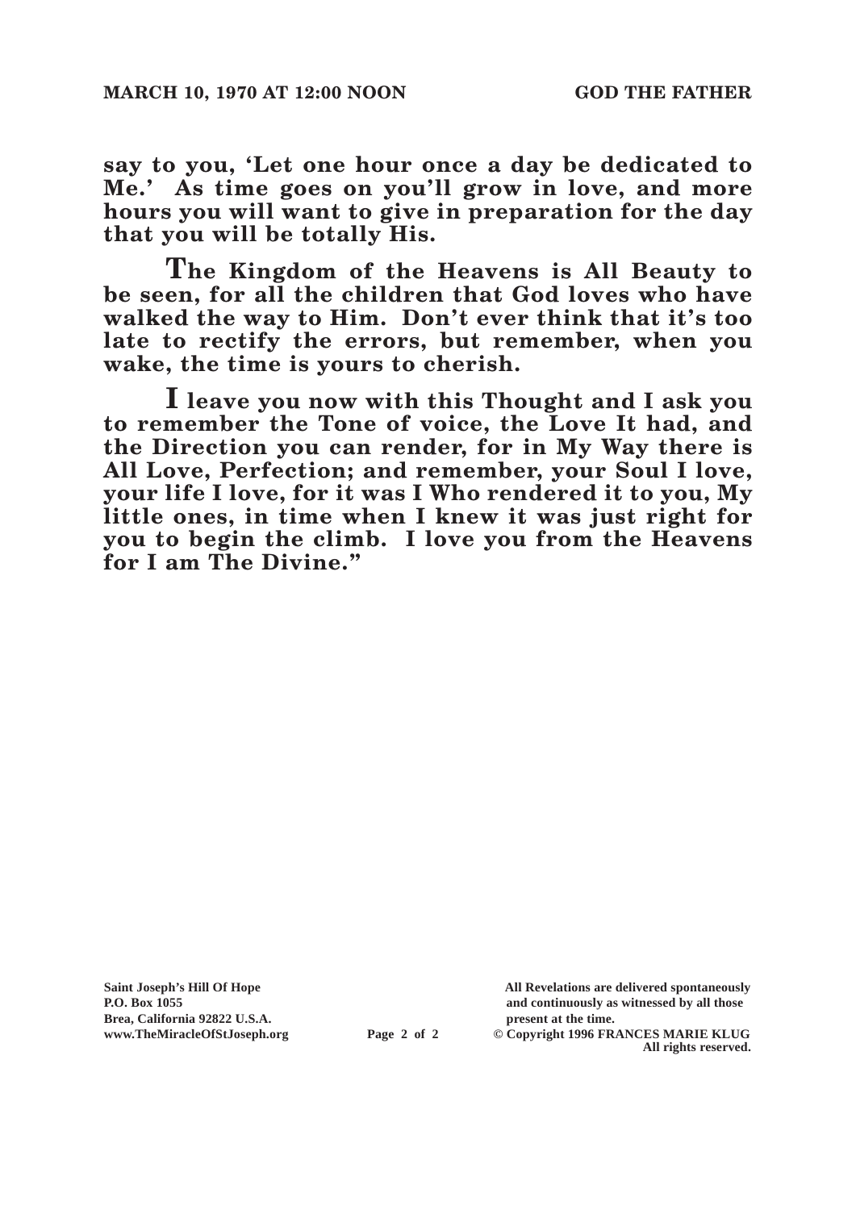**say to you, 'Let one hour once a day be dedicated to Me.' As time goes on you'll grow in love, and more hours you will want to give in preparation for the day that you will be totally His.**

**The Kingdom of the Heavens is All Beauty to be seen, for all the children that God loves who have walked the way to Him. Don't ever think that it's too late to rectify the errors, but remember, when you wake, the time is yours to cherish.**

**I leave you now with this Thought and I ask you to remember the Tone of voice, the Love It had, and the Direction you can render, for in My Way there is All Love, Perfection; and remember, your Soul I love, your life I love, for it was I Who rendered it to you, My little ones, in time when I knew it was just right for you to begin the climb. I love you from the Heavens for I am The Divine."**

**Saint Joseph's Hill Of Hope**
**P.O. Box 1055**
**Brea, California 92822 U.S.A.**
**www.TheMiracleOfStJoseph.org**

**All Revelations are delivered spontaneously and continuously as witnessed by all those present at the time.**
**© Copyright 1996 FRANCES MARIE KLUG**
**All rights reserved.**